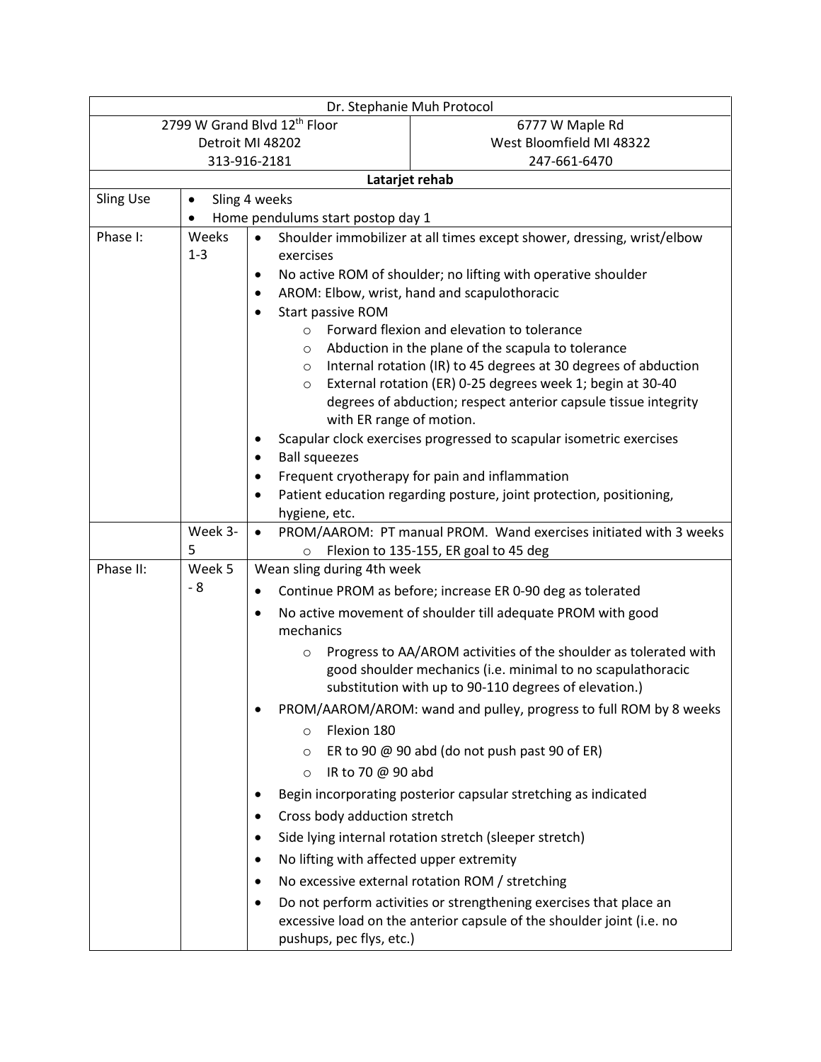| Dr. Stephanie Muh Protocol | | |
|---|---|---|
| 2799 W Grand Blvd 12th Floor<br>Detroit MI 48202<br>313-916-2181 | | 6777 W Maple Rd<br>West Bloomfield MI 48322<br>247-661-6470 |

**Latarjet rehab**

| | | |
|---|---|---|
| Sling Use | | • Sling 4 weeks<br>• Home pendulums start postop day 1 |
| Phase I: | Weeks 1-3 | • Shoulder immobilizer at all times except shower, dressing, wrist/elbow exercises<br>• No active ROM of shoulder; no lifting with operative shoulder<br>• AROM: Elbow, wrist, hand and scapulothoracic<br>• Start passive ROM<br>  ○ Forward flexion and elevation to tolerance<br>  ○ Abduction in the plane of the scapula to tolerance<br>  ○ Internal rotation (IR) to 45 degrees at 30 degrees of abduction<br>  ○ External rotation (ER) 0-25 degrees week 1; begin at 30-40 degrees of abduction; respect anterior capsule tissue integrity with ER range of motion.<br>• Scapular clock exercises progressed to scapular isometric exercises<br>• Ball squeezes<br>• Frequent cryotherapy for pain and inflammation<br>• Patient education regarding posture, joint protection, positioning, hygiene, etc. |
| | Week 3-5 | • PROM/AAROM: PT manual PROM. Wand exercises initiated with 3 weeks<br>  ○ Flexion to 135-155, ER goal to 45 deg |
| Phase II: | Week 5 - 8 | Wean sling during 4th week<br>• Continue PROM as before; increase ER 0-90 deg as tolerated<br>• No active movement of shoulder till adequate PROM with good mechanics<br>  ○ Progress to AA/AROM activities of the shoulder as tolerated with good shoulder mechanics (i.e. minimal to no scapulathoracic substitution with up to 90-110 degrees of elevation.)<br>• PROM/AAROM/AROM: wand and pulley, progress to full ROM by 8 weeks<br>  ○ Flexion 180<br>  ○ ER to 90 @ 90 abd (do not push past 90 of ER)<br>  ○ IR to 70 @ 90 abd<br>• Begin incorporating posterior capsular stretching as indicated<br>• Cross body adduction stretch<br>• Side lying internal rotation stretch (sleeper stretch)<br>• No lifting with affected upper extremity<br>• No excessive external rotation ROM / stretching<br>• Do not perform activities or strengthening exercises that place an excessive load on the anterior capsule of the shoulder joint (i.e. no pushups, pec flys, etc.) |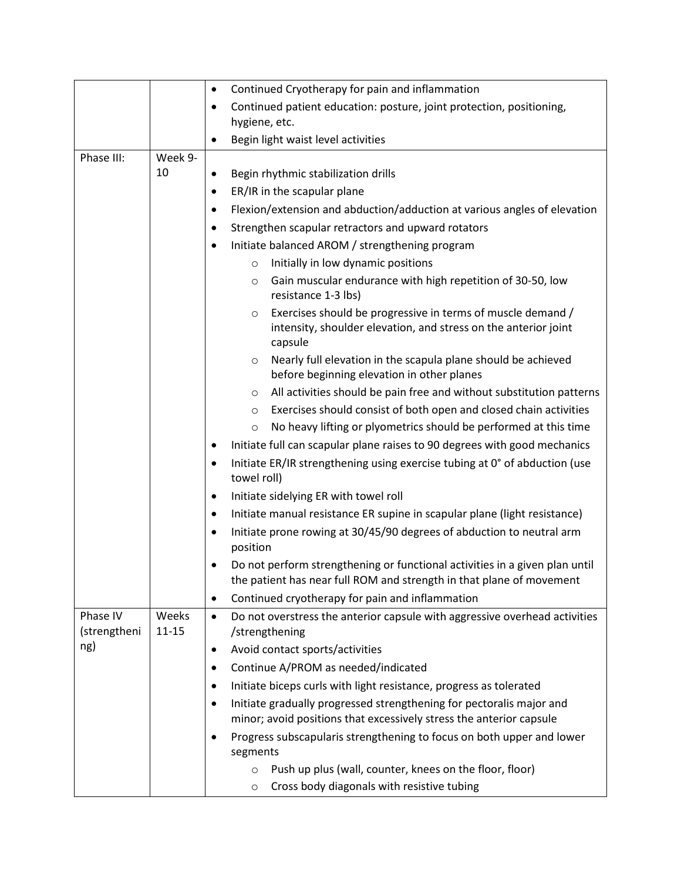| | | |
|---|---|---|
| | | • Continued Cryotherapy for pain and inflammation<br>• Continued patient education: posture, joint protection, positioning, hygiene, etc.<br>• Begin light waist level activities |
| Phase III: | Week 9-10 | • Begin rhythmic stabilization drills<br>• ER/IR in the scapular plane<br>• Flexion/extension and abduction/adduction at various angles of elevation<br>• Strengthen scapular retractors and upward rotators<br>• Initiate balanced AROM / strengthening program<br>&nbsp;&nbsp;&nbsp;&nbsp;○ Initially in low dynamic positions<br>&nbsp;&nbsp;&nbsp;&nbsp;○ Gain muscular endurance with high repetition of 30-50, low resistance 1-3 lbs)<br>&nbsp;&nbsp;&nbsp;&nbsp;○ Exercises should be progressive in terms of muscle demand / intensity, shoulder elevation, and stress on the anterior joint capsule<br>&nbsp;&nbsp;&nbsp;&nbsp;○ Nearly full elevation in the scapula plane should be achieved before beginning elevation in other planes<br>&nbsp;&nbsp;&nbsp;&nbsp;○ All activities should be pain free and without substitution patterns<br>&nbsp;&nbsp;&nbsp;&nbsp;○ Exercises should consist of both open and closed chain activities<br>&nbsp;&nbsp;&nbsp;&nbsp;○ No heavy lifting or plyometrics should be performed at this time<br>• Initiate full can scapular plane raises to 90 degrees with good mechanics<br>• Initiate ER/IR strengthening using exercise tubing at 0° of abduction (use towel roll)<br>• Initiate sidelying ER with towel roll<br>• Initiate manual resistance ER supine in scapular plane (light resistance)<br>• Initiate prone rowing at 30/45/90 degrees of abduction to neutral arm position<br>• Do not perform strengthening or functional activities in a given plan until the patient has near full ROM and strength in that plane of movement<br>• Continued cryotherapy for pain and inflammation |
| Phase IV (strengthening) | Weeks 11-15 | • Do not overstress the anterior capsule with aggressive overhead activities /strengthening<br>• Avoid contact sports/activities<br>• Continue A/PROM as needed/indicated<br>• Initiate biceps curls with light resistance, progress as tolerated<br>• Initiate gradually progressed strengthening for pectoralis major and minor; avoid positions that excessively stress the anterior capsule<br>• Progress subscapularis strengthening to focus on both upper and lower segments<br>&nbsp;&nbsp;&nbsp;&nbsp;○ Push up plus (wall, counter, knees on the floor, floor)<br>&nbsp;&nbsp;&nbsp;&nbsp;○ Cross body diagonals with resistive tubing |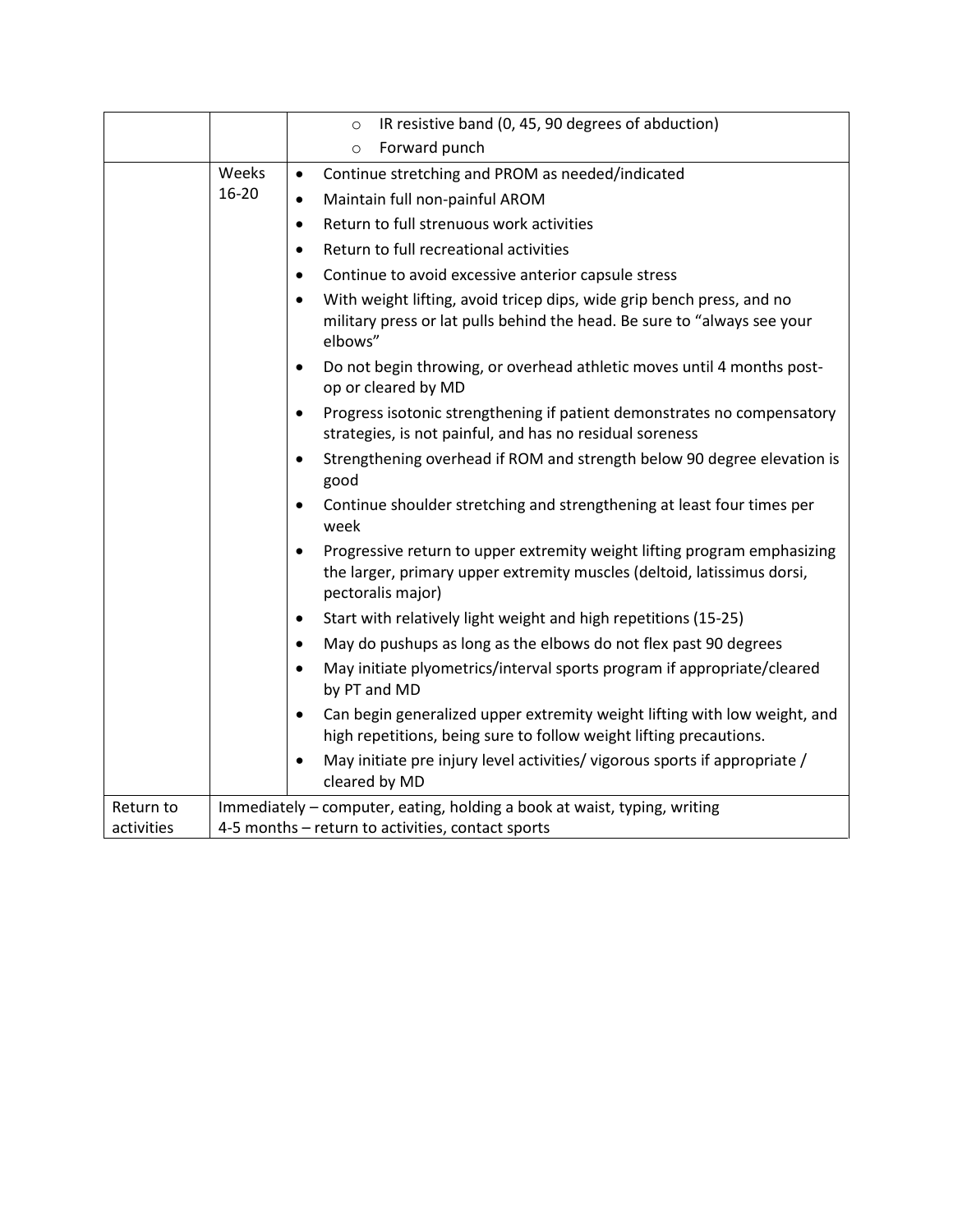| | | |
|---|---|---|
| | | ○ IR resistive band (0, 45, 90 degrees of abduction)<br>○ Forward punch |
| | Weeks 16-20 | • Continue stretching and PROM as needed/indicated<br>• Maintain full non-painful AROM<br>• Return to full strenuous work activities<br>• Return to full recreational activities<br>• Continue to avoid excessive anterior capsule stress<br>• With weight lifting, avoid tricep dips, wide grip bench press, and no military press or lat pulls behind the head. Be sure to "always see your elbows"<br>• Do not begin throwing, or overhead athletic moves until 4 months post-op or cleared by MD<br>• Progress isotonic strengthening if patient demonstrates no compensatory strategies, is not painful, and has no residual soreness<br>• Strengthening overhead if ROM and strength below 90 degree elevation is good<br>• Continue shoulder stretching and strengthening at least four times per week<br>• Progressive return to upper extremity weight lifting program emphasizing the larger, primary upper extremity muscles (deltoid, latissimus dorsi, pectoralis major)<br>• Start with relatively light weight and high repetitions (15-25)<br>• May do pushups as long as the elbows do not flex past 90 degrees<br>• May initiate plyometrics/interval sports program if appropriate/cleared by PT and MD<br>• Can begin generalized upper extremity weight lifting with low weight, and high repetitions, being sure to follow weight lifting precautions.<br>• May initiate pre injury level activities/ vigorous sports if appropriate / cleared by MD |
| Return to activities | Immediately – computer, eating, holding a book at waist, typing, writing<br>4-5 months – return to activities, contact sports | |